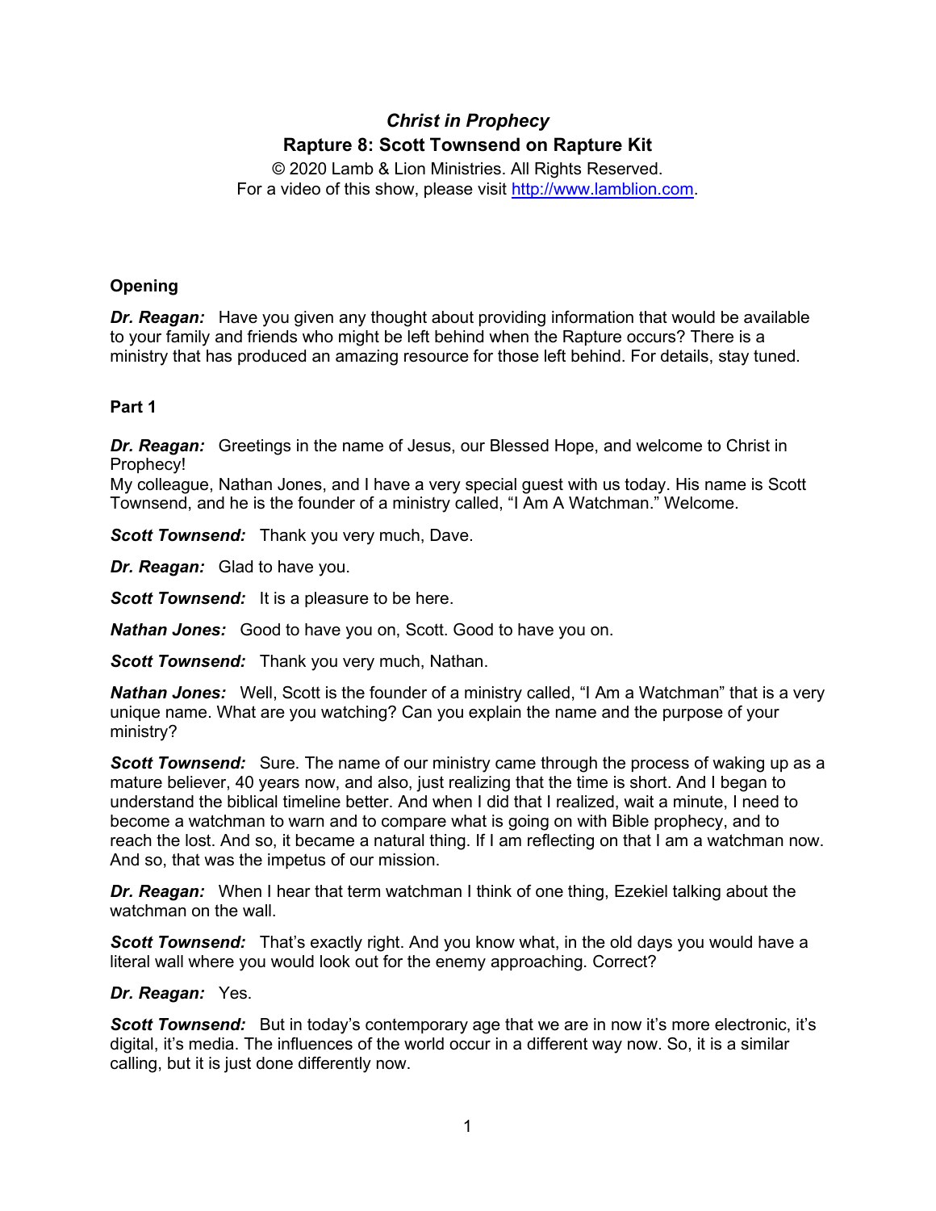# *Christ in Prophecy*

## Rapture 8: Scott Townsend on Rapture Kit

© 2020 Lamb & Lion Ministries. All Rights Reserved.
For a video of this show, please visit http://www.lamblion.com.

### Opening

***Dr. Reagan:*** Have you given any thought about providing information that would be available to your family and friends who might be left behind when the Rapture occurs? There is a ministry that has produced an amazing resource for those left behind. For details, stay tuned.

### Part 1

***Dr. Reagan:*** Greetings in the name of Jesus, our Blessed Hope, and welcome to Christ in Prophecy!
My colleague, Nathan Jones, and I have a very special guest with us today. His name is Scott Townsend, and he is the founder of a ministry called, "I Am A Watchman." Welcome.

***Scott Townsend:*** Thank you very much, Dave.

***Dr. Reagan:*** Glad to have you.

***Scott Townsend:*** It is a pleasure to be here.

***Nathan Jones:*** Good to have you on, Scott. Good to have you on.

***Scott Townsend:*** Thank you very much, Nathan.

***Nathan Jones:*** Well, Scott is the founder of a ministry called, "I Am a Watchman" that is a very unique name. What are you watching? Can you explain the name and the purpose of your ministry?

***Scott Townsend:*** Sure. The name of our ministry came through the process of waking up as a mature believer, 40 years now, and also, just realizing that the time is short. And I began to understand the biblical timeline better. And when I did that I realized, wait a minute, I need to become a watchman to warn and to compare what is going on with Bible prophecy, and to reach the lost. And so, it became a natural thing. If I am reflecting on that I am a watchman now. And so, that was the impetus of our mission.

***Dr. Reagan:*** When I hear that term watchman I think of one thing, Ezekiel talking about the watchman on the wall.

***Scott Townsend:*** That's exactly right. And you know what, in the old days you would have a literal wall where you would look out for the enemy approaching. Correct?

***Dr. Reagan:*** Yes.

***Scott Townsend:*** But in today's contemporary age that we are in now it's more electronic, it's digital, it's media. The influences of the world occur in a different way now. So, it is a similar calling, but it is just done differently now.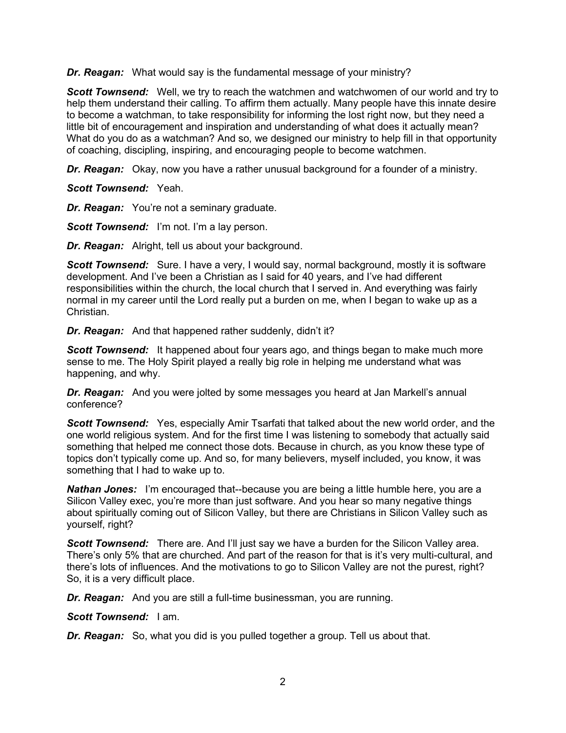***Dr. Reagan:*** What would say is the fundamental message of your ministry?

***Scott Townsend:*** Well, we try to reach the watchmen and watchwomen of our world and try to help them understand their calling. To affirm them actually. Many people have this innate desire to become a watchman, to take responsibility for informing the lost right now, but they need a little bit of encouragement and inspiration and understanding of what does it actually mean? What do you do as a watchman? And so, we designed our ministry to help fill in that opportunity of coaching, discipling, inspiring, and encouraging people to become watchmen.

***Dr. Reagan:*** Okay, now you have a rather unusual background for a founder of a ministry.

***Scott Townsend:*** Yeah.

***Dr. Reagan:*** You're not a seminary graduate.

***Scott Townsend:*** I'm not. I'm a lay person.

***Dr. Reagan:*** Alright, tell us about your background.

***Scott Townsend:*** Sure. I have a very, I would say, normal background, mostly it is software development. And I've been a Christian as I said for 40 years, and I've had different responsibilities within the church, the local church that I served in. And everything was fairly normal in my career until the Lord really put a burden on me, when I began to wake up as a Christian.

***Dr. Reagan:*** And that happened rather suddenly, didn't it?

***Scott Townsend:*** It happened about four years ago, and things began to make much more sense to me. The Holy Spirit played a really big role in helping me understand what was happening, and why.

***Dr. Reagan:*** And you were jolted by some messages you heard at Jan Markell's annual conference?

***Scott Townsend:*** Yes, especially Amir Tsarfati that talked about the new world order, and the one world religious system. And for the first time I was listening to somebody that actually said something that helped me connect those dots. Because in church, as you know these type of topics don't typically come up. And so, for many believers, myself included, you know, it was something that I had to wake up to.

***Nathan Jones:*** I'm encouraged that--because you are being a little humble here, you are a Silicon Valley exec, you're more than just software. And you hear so many negative things about spiritually coming out of Silicon Valley, but there are Christians in Silicon Valley such as yourself, right?

***Scott Townsend:*** There are. And I'll just say we have a burden for the Silicon Valley area. There's only 5% that are churched. And part of the reason for that is it's very multi-cultural, and there's lots of influences. And the motivations to go to Silicon Valley are not the purest, right? So, it is a very difficult place.

***Dr. Reagan:*** And you are still a full-time businessman, you are running.

***Scott Townsend:*** I am.

***Dr. Reagan:*** So, what you did is you pulled together a group. Tell us about that.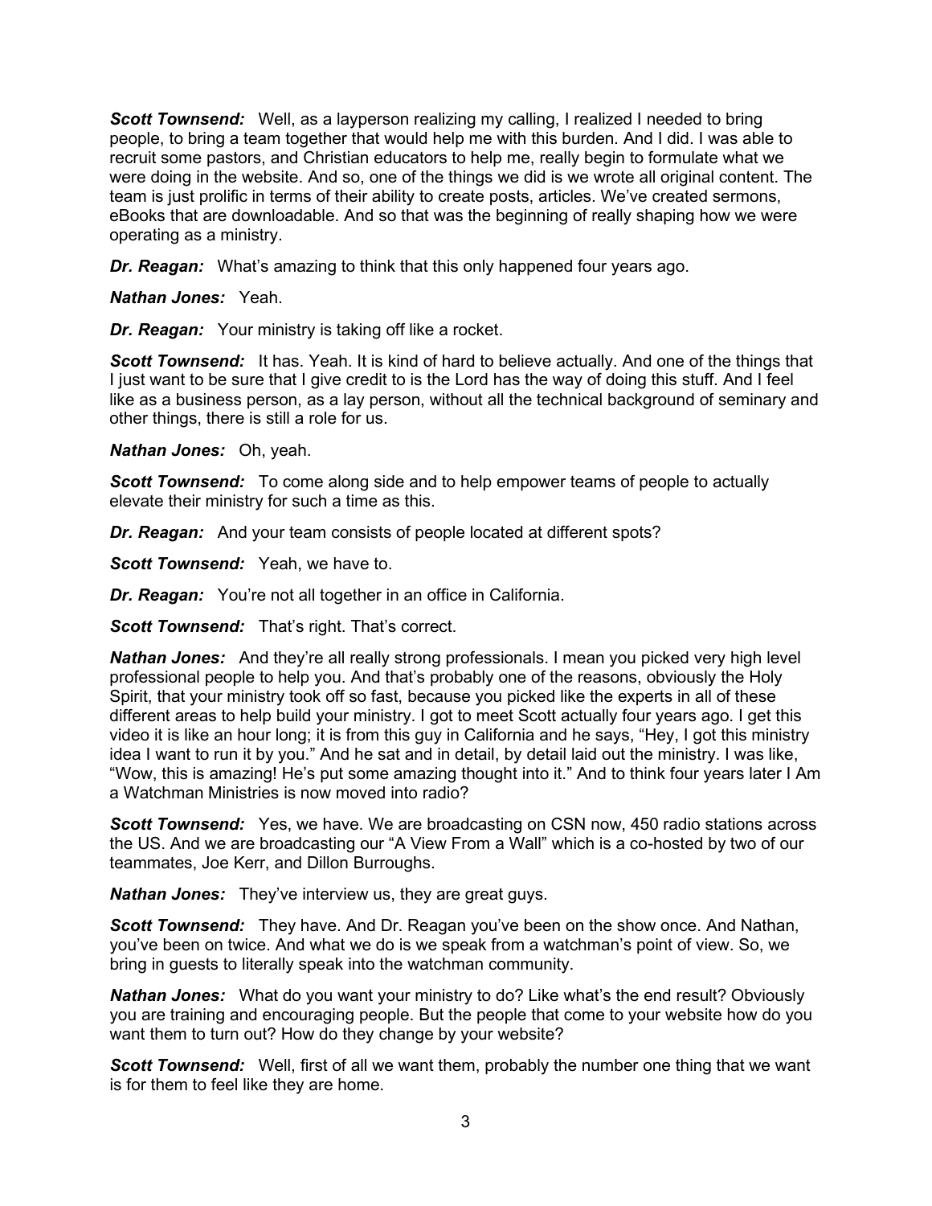***Scott Townsend:*** Well, as a layperson realizing my calling, I realized I needed to bring people, to bring a team together that would help me with this burden. And I did. I was able to recruit some pastors, and Christian educators to help me, really begin to formulate what we were doing in the website. And so, one of the things we did is we wrote all original content. The team is just prolific in terms of their ability to create posts, articles. We've created sermons, eBooks that are downloadable. And so that was the beginning of really shaping how we were operating as a ministry.

***Dr. Reagan:*** What's amazing to think that this only happened four years ago.

***Nathan Jones:*** Yeah.

***Dr. Reagan:*** Your ministry is taking off like a rocket.

***Scott Townsend:*** It has. Yeah. It is kind of hard to believe actually. And one of the things that I just want to be sure that I give credit to is the Lord has the way of doing this stuff. And I feel like as a business person, as a lay person, without all the technical background of seminary and other things, there is still a role for us.

***Nathan Jones:*** Oh, yeah.

***Scott Townsend:*** To come along side and to help empower teams of people to actually elevate their ministry for such a time as this.

***Dr. Reagan:*** And your team consists of people located at different spots?

***Scott Townsend:*** Yeah, we have to.

***Dr. Reagan:*** You're not all together in an office in California.

***Scott Townsend:*** That's right. That's correct.

***Nathan Jones:*** And they're all really strong professionals. I mean you picked very high level professional people to help you. And that's probably one of the reasons, obviously the Holy Spirit, that your ministry took off so fast, because you picked like the experts in all of these different areas to help build your ministry. I got to meet Scott actually four years ago. I get this video it is like an hour long; it is from this guy in California and he says, "Hey, I got this ministry idea I want to run it by you." And he sat and in detail, by detail laid out the ministry. I was like, "Wow, this is amazing! He's put some amazing thought into it." And to think four years later I Am a Watchman Ministries is now moved into radio?

***Scott Townsend:*** Yes, we have. We are broadcasting on CSN now, 450 radio stations across the US. And we are broadcasting our "A View From a Wall" which is a co-hosted by two of our teammates, Joe Kerr, and Dillon Burroughs.

***Nathan Jones:*** They've interview us, they are great guys.

***Scott Townsend:*** They have. And Dr. Reagan you've been on the show once. And Nathan, you've been on twice. And what we do is we speak from a watchman's point of view. So, we bring in guests to literally speak into the watchman community.

***Nathan Jones:*** What do you want your ministry to do? Like what's the end result? Obviously you are training and encouraging people. But the people that come to your website how do you want them to turn out? How do they change by your website?

***Scott Townsend:*** Well, first of all we want them, probably the number one thing that we want is for them to feel like they are home.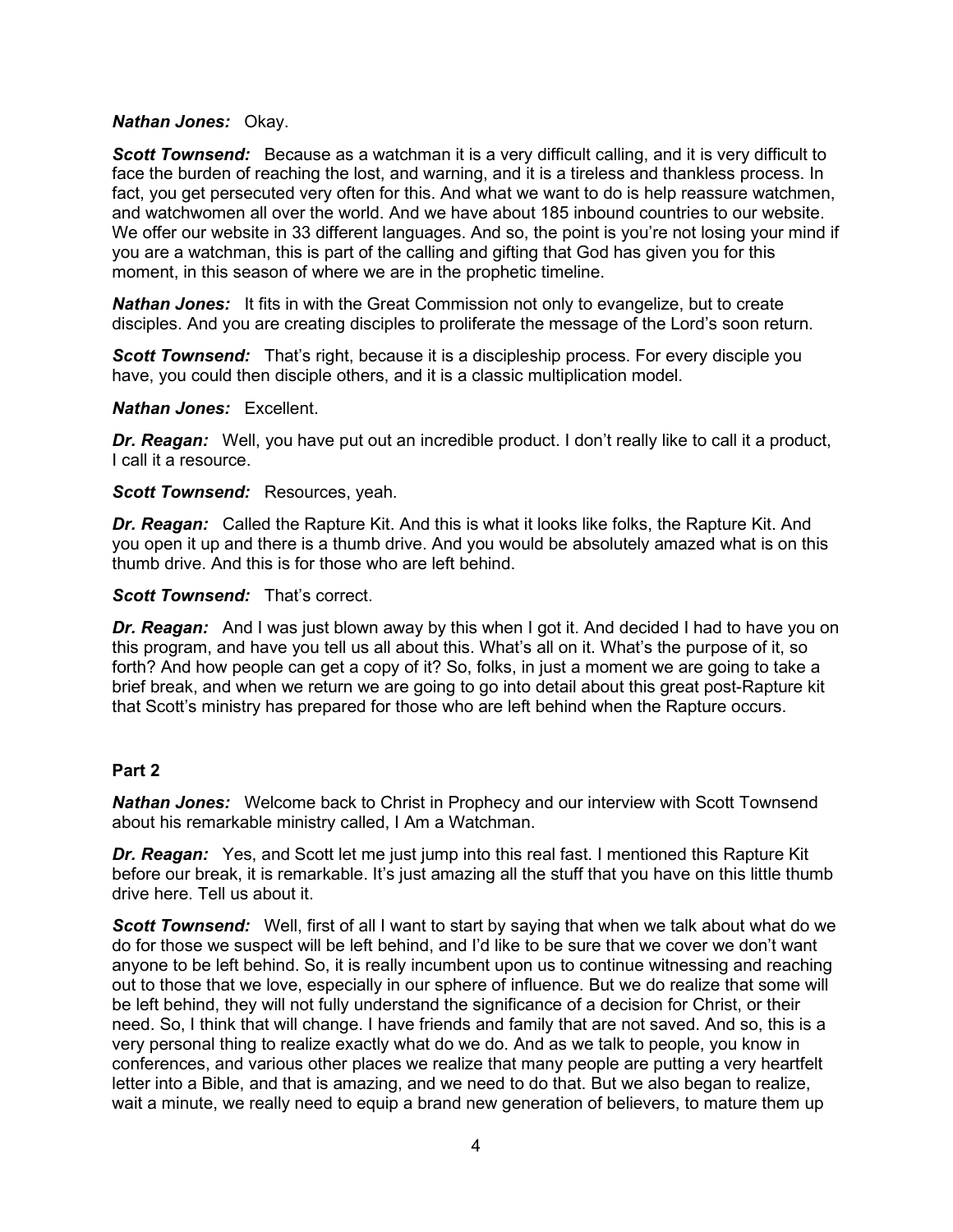***Nathan Jones:*** Okay.

***Scott Townsend:*** Because as a watchman it is a very difficult calling, and it is very difficult to face the burden of reaching the lost, and warning, and it is a tireless and thankless process. In fact, you get persecuted very often for this. And what we want to do is help reassure watchmen, and watchwomen all over the world. And we have about 185 inbound countries to our website. We offer our website in 33 different languages. And so, the point is you're not losing your mind if you are a watchman, this is part of the calling and gifting that God has given you for this moment, in this season of where we are in the prophetic timeline.

***Nathan Jones:*** It fits in with the Great Commission not only to evangelize, but to create disciples. And you are creating disciples to proliferate the message of the Lord's soon return.

***Scott Townsend:*** That's right, because it is a discipleship process. For every disciple you have, you could then disciple others, and it is a classic multiplication model.

***Nathan Jones:*** Excellent.

***Dr. Reagan:*** Well, you have put out an incredible product. I don't really like to call it a product, I call it a resource.

***Scott Townsend:*** Resources, yeah.

***Dr. Reagan:*** Called the Rapture Kit. And this is what it looks like folks, the Rapture Kit. And you open it up and there is a thumb drive. And you would be absolutely amazed what is on this thumb drive. And this is for those who are left behind.

***Scott Townsend:*** That's correct.

***Dr. Reagan:*** And I was just blown away by this when I got it. And decided I had to have you on this program, and have you tell us all about this. What's all on it. What's the purpose of it, so forth? And how people can get a copy of it? So, folks, in just a moment we are going to take a brief break, and when we return we are going to go into detail about this great post-Rapture kit that Scott's ministry has prepared for those who are left behind when the Rapture occurs.

**Part 2**

***Nathan Jones:*** Welcome back to Christ in Prophecy and our interview with Scott Townsend about his remarkable ministry called, I Am a Watchman.

***Dr. Reagan:*** Yes, and Scott let me just jump into this real fast. I mentioned this Rapture Kit before our break, it is remarkable. It's just amazing all the stuff that you have on this little thumb drive here. Tell us about it.

***Scott Townsend:*** Well, first of all I want to start by saying that when we talk about what do we do for those we suspect will be left behind, and I'd like to be sure that we cover we don't want anyone to be left behind. So, it is really incumbent upon us to continue witnessing and reaching out to those that we love, especially in our sphere of influence. But we do realize that some will be left behind, they will not fully understand the significance of a decision for Christ, or their need. So, I think that will change. I have friends and family that are not saved. And so, this is a very personal thing to realize exactly what do we do. And as we talk to people, you know in conferences, and various other places we realize that many people are putting a very heartfelt letter into a Bible, and that is amazing, and we need to do that. But we also began to realize, wait a minute, we really need to equip a brand new generation of believers, to mature them up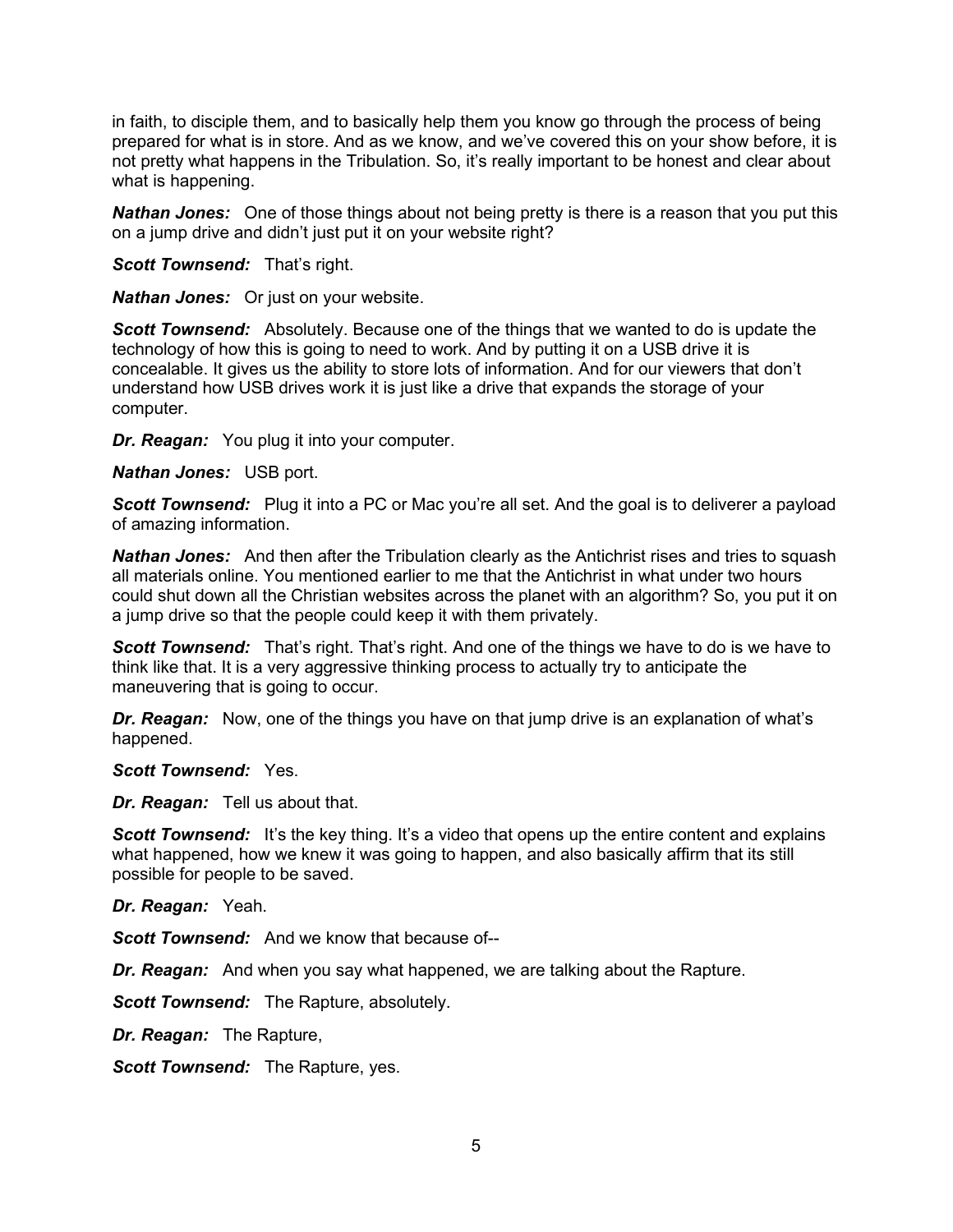in faith, to disciple them, and to basically help them you know go through the process of being prepared for what is in store. And as we know, and we've covered this on your show before, it is not pretty what happens in the Tribulation. So, it's really important to be honest and clear about what is happening.

***Nathan Jones:*** One of those things about not being pretty is there is a reason that you put this on a jump drive and didn't just put it on your website right?

***Scott Townsend:*** That's right.

***Nathan Jones:*** Or just on your website.

***Scott Townsend:*** Absolutely. Because one of the things that we wanted to do is update the technology of how this is going to need to work. And by putting it on a USB drive it is concealable. It gives us the ability to store lots of information. And for our viewers that don't understand how USB drives work it is just like a drive that expands the storage of your computer.

***Dr. Reagan:*** You plug it into your computer.

***Nathan Jones:*** USB port.

***Scott Townsend:*** Plug it into a PC or Mac you're all set. And the goal is to deliverer a payload of amazing information.

***Nathan Jones:*** And then after the Tribulation clearly as the Antichrist rises and tries to squash all materials online. You mentioned earlier to me that the Antichrist in what under two hours could shut down all the Christian websites across the planet with an algorithm? So, you put it on a jump drive so that the people could keep it with them privately.

***Scott Townsend:*** That's right. That's right. And one of the things we have to do is we have to think like that. It is a very aggressive thinking process to actually try to anticipate the maneuvering that is going to occur.

***Dr. Reagan:*** Now, one of the things you have on that jump drive is an explanation of what's happened.

***Scott Townsend:*** Yes.

***Dr. Reagan:*** Tell us about that.

***Scott Townsend:*** It's the key thing. It's a video that opens up the entire content and explains what happened, how we knew it was going to happen, and also basically affirm that its still possible for people to be saved.

***Dr. Reagan:*** Yeah.

***Scott Townsend:*** And we know that because of--

***Dr. Reagan:*** And when you say what happened, we are talking about the Rapture.

***Scott Townsend:*** The Rapture, absolutely.

***Dr. Reagan:*** The Rapture,

***Scott Townsend:*** The Rapture, yes.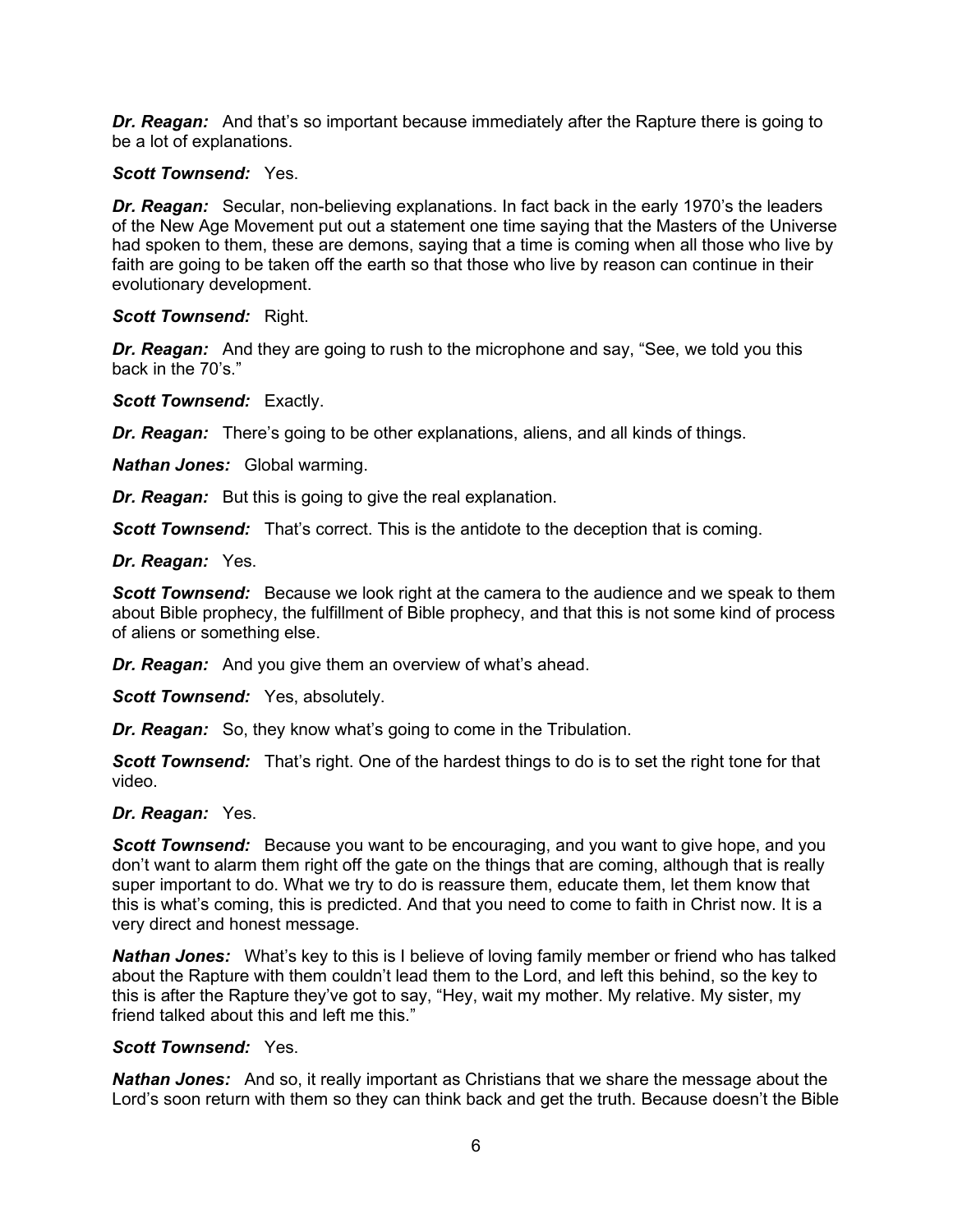***Dr. Reagan:*** And that's so important because immediately after the Rapture there is going to be a lot of explanations.

***Scott Townsend:*** Yes.

***Dr. Reagan:*** Secular, non-believing explanations. In fact back in the early 1970's the leaders of the New Age Movement put out a statement one time saying that the Masters of the Universe had spoken to them, these are demons, saying that a time is coming when all those who live by faith are going to be taken off the earth so that those who live by reason can continue in their evolutionary development.

***Scott Townsend:*** Right.

***Dr. Reagan:*** And they are going to rush to the microphone and say, "See, we told you this back in the 70's."

***Scott Townsend:*** Exactly.

***Dr. Reagan:*** There's going to be other explanations, aliens, and all kinds of things.

***Nathan Jones:*** Global warming.

***Dr. Reagan:*** But this is going to give the real explanation.

***Scott Townsend:*** That's correct. This is the antidote to the deception that is coming.

***Dr. Reagan:*** Yes.

***Scott Townsend:*** Because we look right at the camera to the audience and we speak to them about Bible prophecy, the fulfillment of Bible prophecy, and that this is not some kind of process of aliens or something else.

***Dr. Reagan:*** And you give them an overview of what's ahead.

***Scott Townsend:*** Yes, absolutely.

***Dr. Reagan:*** So, they know what's going to come in the Tribulation.

***Scott Townsend:*** That's right. One of the hardest things to do is to set the right tone for that video.

***Dr. Reagan:*** Yes.

***Scott Townsend:*** Because you want to be encouraging, and you want to give hope, and you don't want to alarm them right off the gate on the things that are coming, although that is really super important to do. What we try to do is reassure them, educate them, let them know that this is what's coming, this is predicted. And that you need to come to faith in Christ now. It is a very direct and honest message.

***Nathan Jones:*** What's key to this is I believe of loving family member or friend who has talked about the Rapture with them couldn't lead them to the Lord, and left this behind, so the key to this is after the Rapture they've got to say, "Hey, wait my mother. My relative. My sister, my friend talked about this and left me this."

***Scott Townsend:*** Yes.

***Nathan Jones:*** And so, it really important as Christians that we share the message about the Lord's soon return with them so they can think back and get the truth. Because doesn't the Bible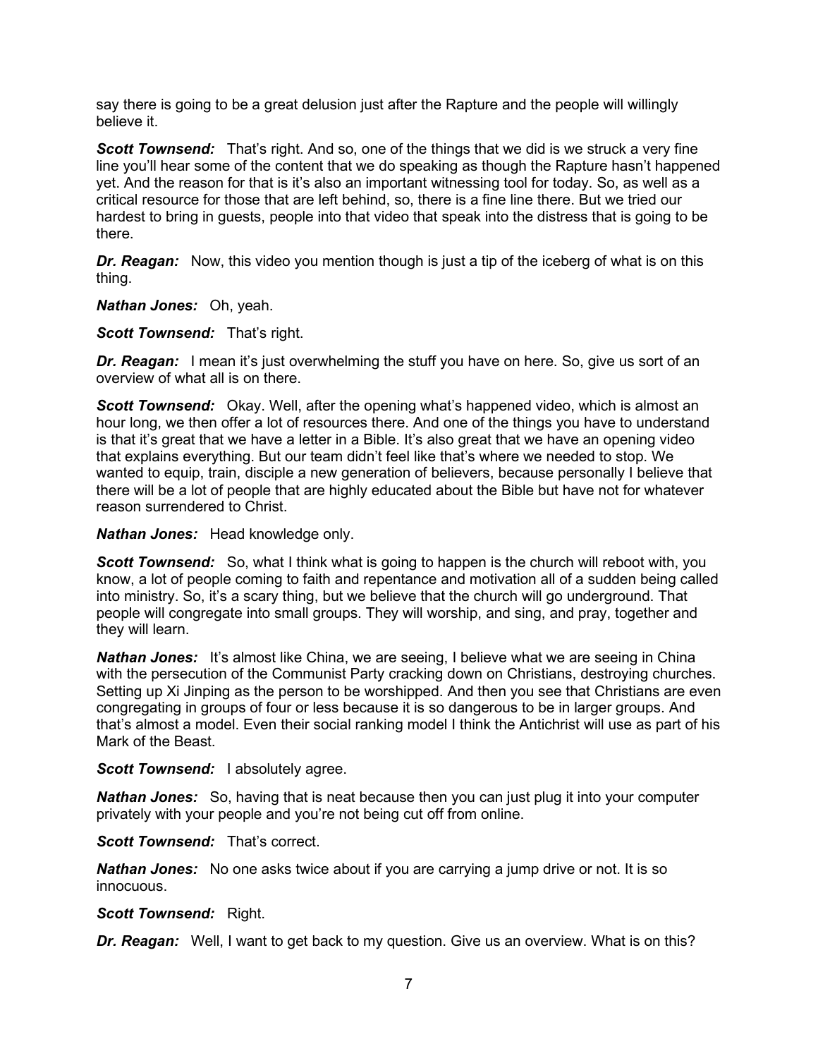say there is going to be a great delusion just after the Rapture and the people will willingly believe it.

***Scott Townsend:*** That's right. And so, one of the things that we did is we struck a very fine line you'll hear some of the content that we do speaking as though the Rapture hasn't happened yet. And the reason for that is it's also an important witnessing tool for today. So, as well as a critical resource for those that are left behind, so, there is a fine line there. But we tried our hardest to bring in guests, people into that video that speak into the distress that is going to be there.

***Dr. Reagan:*** Now, this video you mention though is just a tip of the iceberg of what is on this thing.

***Nathan Jones:*** Oh, yeah.

***Scott Townsend:*** That's right.

***Dr. Reagan:*** I mean it's just overwhelming the stuff you have on here. So, give us sort of an overview of what all is on there.

***Scott Townsend:*** Okay. Well, after the opening what's happened video, which is almost an hour long, we then offer a lot of resources there. And one of the things you have to understand is that it's great that we have a letter in a Bible. It's also great that we have an opening video that explains everything. But our team didn't feel like that's where we needed to stop. We wanted to equip, train, disciple a new generation of believers, because personally I believe that there will be a lot of people that are highly educated about the Bible but have not for whatever reason surrendered to Christ.

***Nathan Jones:*** Head knowledge only.

***Scott Townsend:*** So, what I think what is going to happen is the church will reboot with, you know, a lot of people coming to faith and repentance and motivation all of a sudden being called into ministry. So, it's a scary thing, but we believe that the church will go underground. That people will congregate into small groups. They will worship, and sing, and pray, together and they will learn.

***Nathan Jones:*** It's almost like China, we are seeing, I believe what we are seeing in China with the persecution of the Communist Party cracking down on Christians, destroying churches. Setting up Xi Jinping as the person to be worshipped. And then you see that Christians are even congregating in groups of four or less because it is so dangerous to be in larger groups. And that's almost a model. Even their social ranking model I think the Antichrist will use as part of his Mark of the Beast.

***Scott Townsend:*** I absolutely agree.

***Nathan Jones:*** So, having that is neat because then you can just plug it into your computer privately with your people and you're not being cut off from online.

***Scott Townsend:*** That's correct.

***Nathan Jones:*** No one asks twice about if you are carrying a jump drive or not. It is so innocuous.

***Scott Townsend:*** Right.

***Dr. Reagan:*** Well, I want to get back to my question. Give us an overview. What is on this?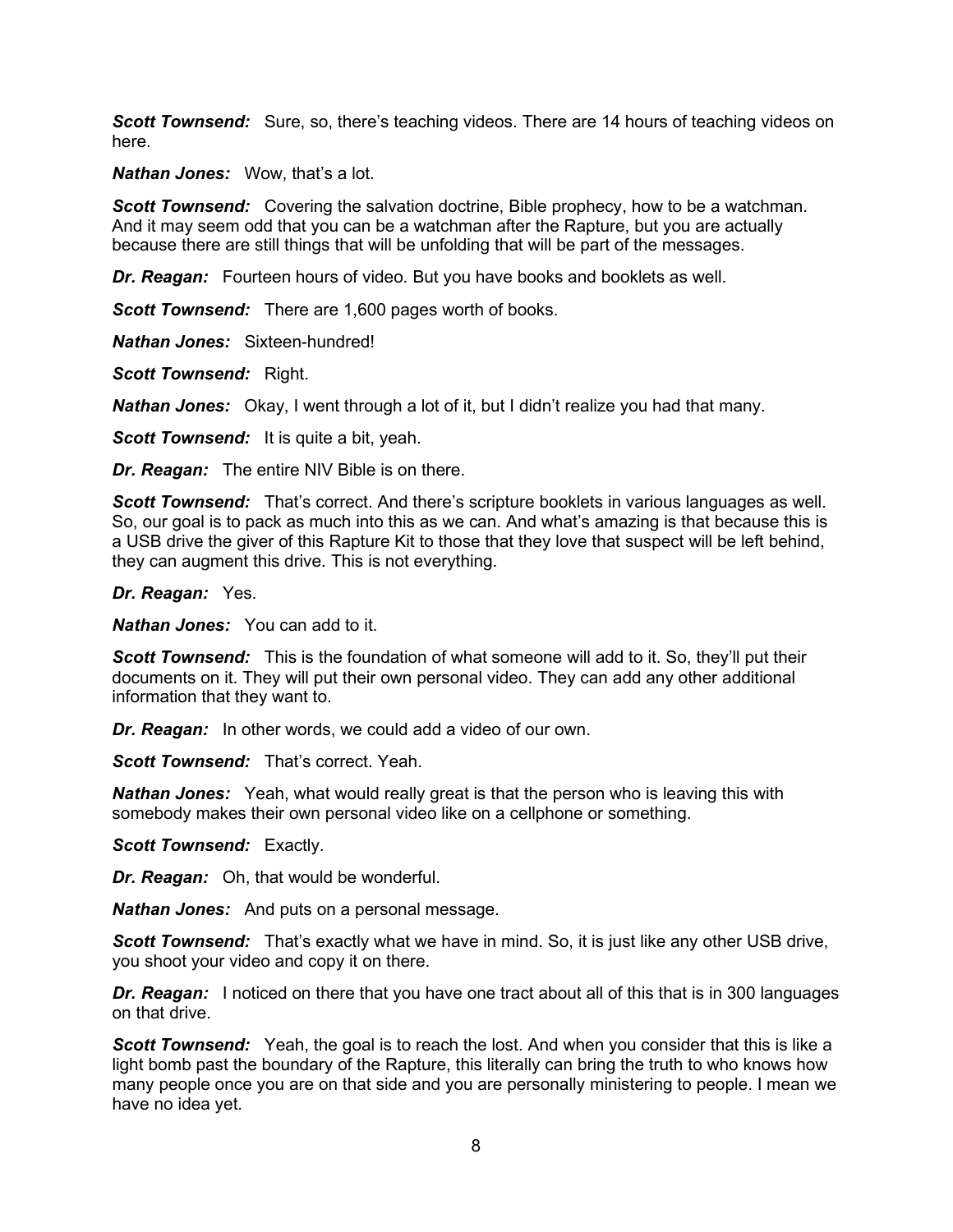***Scott Townsend:*** Sure, so, there's teaching videos. There are 14 hours of teaching videos on here.

***Nathan Jones:*** Wow, that's a lot.

***Scott Townsend:*** Covering the salvation doctrine, Bible prophecy, how to be a watchman. And it may seem odd that you can be a watchman after the Rapture, but you are actually because there are still things that will be unfolding that will be part of the messages.

***Dr. Reagan:*** Fourteen hours of video. But you have books and booklets as well.

***Scott Townsend:*** There are 1,600 pages worth of books.

***Nathan Jones:*** Sixteen-hundred!

***Scott Townsend:*** Right.

***Nathan Jones:*** Okay, I went through a lot of it, but I didn't realize you had that many.

***Scott Townsend:*** It is quite a bit, yeah.

***Dr. Reagan:*** The entire NIV Bible is on there.

***Scott Townsend:*** That's correct. And there's scripture booklets in various languages as well. So, our goal is to pack as much into this as we can. And what's amazing is that because this is a USB drive the giver of this Rapture Kit to those that they love that suspect will be left behind, they can augment this drive. This is not everything.

***Dr. Reagan:*** Yes.

***Nathan Jones:*** You can add to it.

***Scott Townsend:*** This is the foundation of what someone will add to it. So, they'll put their documents on it. They will put their own personal video. They can add any other additional information that they want to.

***Dr. Reagan:*** In other words, we could add a video of our own.

***Scott Townsend:*** That's correct. Yeah.

***Nathan Jones:*** Yeah, what would really great is that the person who is leaving this with somebody makes their own personal video like on a cellphone or something.

***Scott Townsend:*** Exactly.

***Dr. Reagan:*** Oh, that would be wonderful.

***Nathan Jones:*** And puts on a personal message.

***Scott Townsend:*** That's exactly what we have in mind. So, it is just like any other USB drive, you shoot your video and copy it on there.

***Dr. Reagan:*** I noticed on there that you have one tract about all of this that is in 300 languages on that drive.

***Scott Townsend:*** Yeah, the goal is to reach the lost. And when you consider that this is like a light bomb past the boundary of the Rapture, this literally can bring the truth to who knows how many people once you are on that side and you are personally ministering to people. I mean we have no idea yet.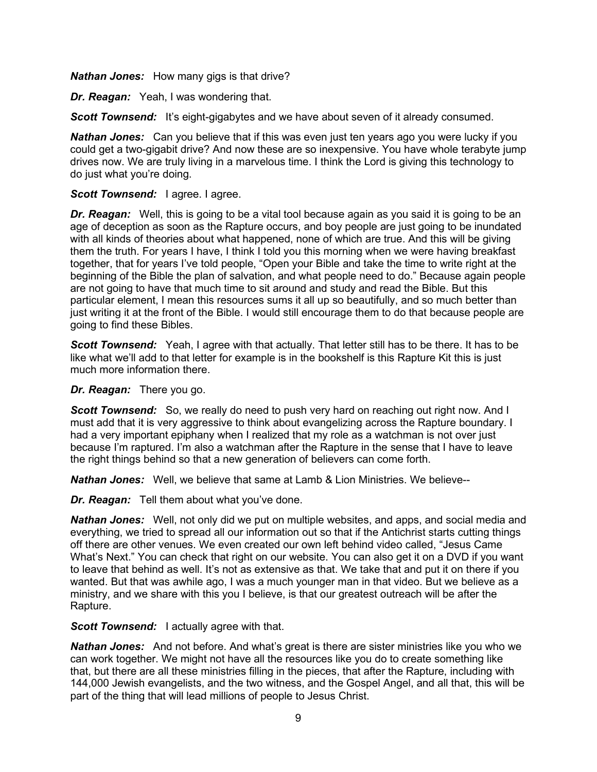***Nathan Jones:*** How many gigs is that drive?

***Dr. Reagan:*** Yeah, I was wondering that.

***Scott Townsend:*** It's eight-gigabytes and we have about seven of it already consumed.

***Nathan Jones:*** Can you believe that if this was even just ten years ago you were lucky if you could get a two-gigabit drive? And now these are so inexpensive. You have whole terabyte jump drives now. We are truly living in a marvelous time. I think the Lord is giving this technology to do just what you're doing.

***Scott Townsend:*** I agree. I agree.

***Dr. Reagan:*** Well, this is going to be a vital tool because again as you said it is going to be an age of deception as soon as the Rapture occurs, and boy people are just going to be inundated with all kinds of theories about what happened, none of which are true. And this will be giving them the truth. For years I have, I think I told you this morning when we were having breakfast together, that for years I've told people, "Open your Bible and take the time to write right at the beginning of the Bible the plan of salvation, and what people need to do." Because again people are not going to have that much time to sit around and study and read the Bible. But this particular element, I mean this resources sums it all up so beautifully, and so much better than just writing it at the front of the Bible. I would still encourage them to do that because people are going to find these Bibles.

***Scott Townsend:*** Yeah, I agree with that actually. That letter still has to be there. It has to be like what we'll add to that letter for example is in the bookshelf is this Rapture Kit this is just much more information there.

***Dr. Reagan:*** There you go.

***Scott Townsend:*** So, we really do need to push very hard on reaching out right now. And I must add that it is very aggressive to think about evangelizing across the Rapture boundary. I had a very important epiphany when I realized that my role as a watchman is not over just because I'm raptured. I'm also a watchman after the Rapture in the sense that I have to leave the right things behind so that a new generation of believers can come forth.

***Nathan Jones:*** Well, we believe that same at Lamb & Lion Ministries. We believe--

***Dr. Reagan:*** Tell them about what you've done.

***Nathan Jones:*** Well, not only did we put on multiple websites, and apps, and social media and everything, we tried to spread all our information out so that if the Antichrist starts cutting things off there are other venues. We even created our own left behind video called, "Jesus Came What's Next." You can check that right on our website. You can also get it on a DVD if you want to leave that behind as well. It's not as extensive as that. We take that and put it on there if you wanted. But that was awhile ago, I was a much younger man in that video. But we believe as a ministry, and we share with this you I believe, is that our greatest outreach will be after the Rapture.

***Scott Townsend:*** I actually agree with that.

***Nathan Jones:*** And not before. And what's great is there are sister ministries like you who we can work together. We might not have all the resources like you do to create something like that, but there are all these ministries filling in the pieces, that after the Rapture, including with 144,000 Jewish evangelists, and the two witness, and the Gospel Angel, and all that, this will be part of the thing that will lead millions of people to Jesus Christ.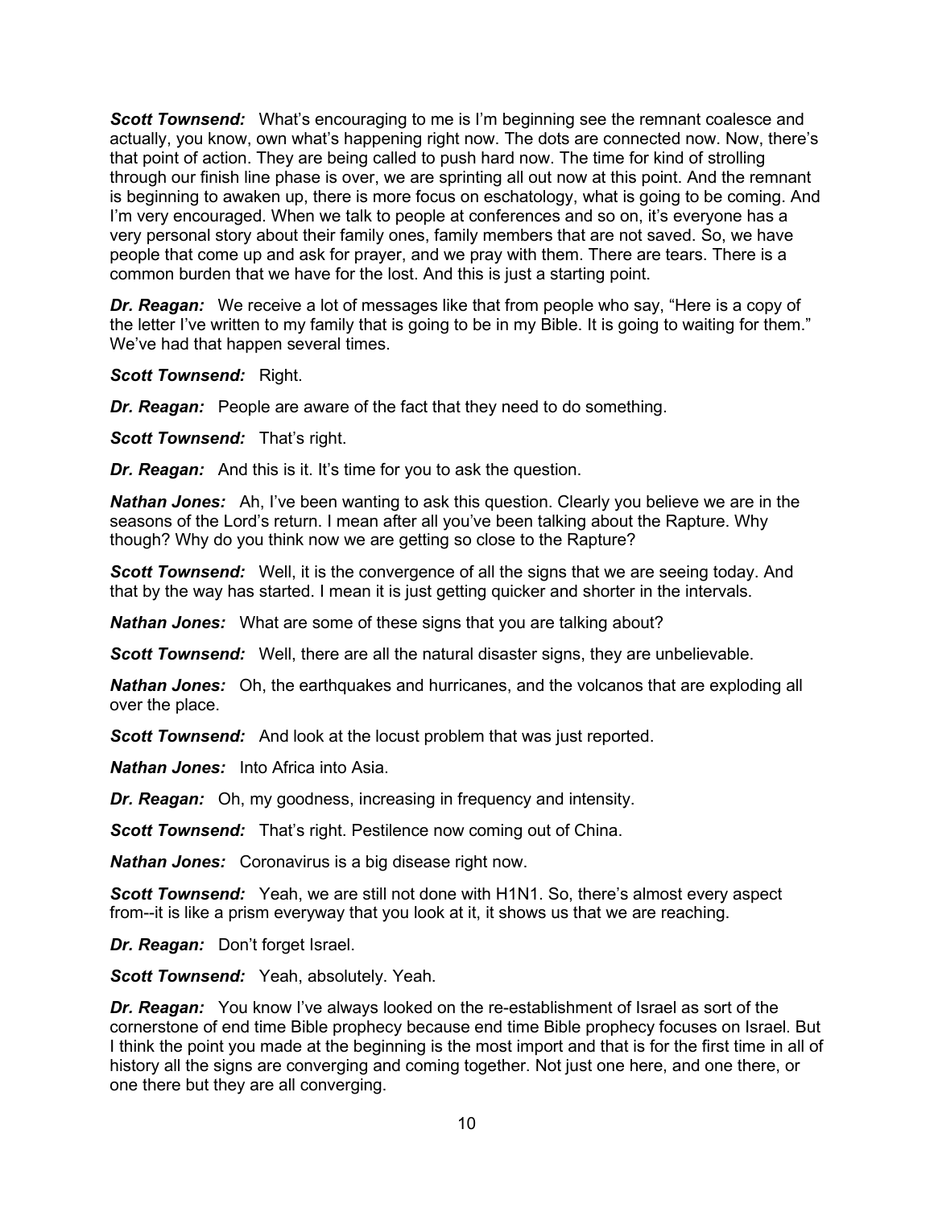***Scott Townsend:*** What's encouraging to me is I'm beginning see the remnant coalesce and actually, you know, own what's happening right now. The dots are connected now. Now, there's that point of action. They are being called to push hard now. The time for kind of strolling through our finish line phase is over, we are sprinting all out now at this point. And the remnant is beginning to awaken up, there is more focus on eschatology, what is going to be coming. And I'm very encouraged. When we talk to people at conferences and so on, it's everyone has a very personal story about their family ones, family members that are not saved. So, we have people that come up and ask for prayer, and we pray with them. There are tears. There is a common burden that we have for the lost. And this is just a starting point.

***Dr. Reagan:*** We receive a lot of messages like that from people who say, "Here is a copy of the letter I've written to my family that is going to be in my Bible. It is going to waiting for them." We've had that happen several times.

***Scott Townsend:*** Right.

***Dr. Reagan:*** People are aware of the fact that they need to do something.

***Scott Townsend:*** That's right.

***Dr. Reagan:*** And this is it. It's time for you to ask the question.

***Nathan Jones:*** Ah, I've been wanting to ask this question. Clearly you believe we are in the seasons of the Lord's return. I mean after all you've been talking about the Rapture. Why though? Why do you think now we are getting so close to the Rapture?

***Scott Townsend:*** Well, it is the convergence of all the signs that we are seeing today. And that by the way has started. I mean it is just getting quicker and shorter in the intervals.

***Nathan Jones:*** What are some of these signs that you are talking about?

***Scott Townsend:*** Well, there are all the natural disaster signs, they are unbelievable.

***Nathan Jones:*** Oh, the earthquakes and hurricanes, and the volcanos that are exploding all over the place.

***Scott Townsend:*** And look at the locust problem that was just reported.

***Nathan Jones:*** Into Africa into Asia.

***Dr. Reagan:*** Oh, my goodness, increasing in frequency and intensity.

***Scott Townsend:*** That's right. Pestilence now coming out of China.

***Nathan Jones:*** Coronavirus is a big disease right now.

***Scott Townsend:*** Yeah, we are still not done with H1N1. So, there's almost every aspect from--it is like a prism everyway that you look at it, it shows us that we are reaching.

***Dr. Reagan:*** Don't forget Israel.

***Scott Townsend:*** Yeah, absolutely. Yeah.

***Dr. Reagan:*** You know I've always looked on the re-establishment of Israel as sort of the cornerstone of end time Bible prophecy because end time Bible prophecy focuses on Israel. But I think the point you made at the beginning is the most import and that is for the first time in all of history all the signs are converging and coming together. Not just one here, and one there, or one there but they are all converging.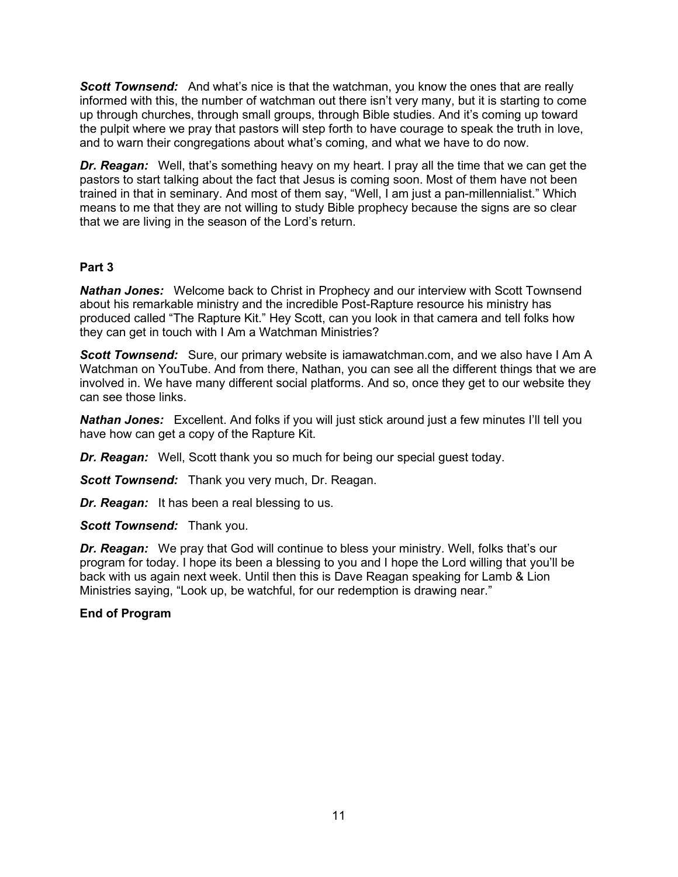***Scott Townsend:*** And what's nice is that the watchman, you know the ones that are really informed with this, the number of watchman out there isn't very many, but it is starting to come up through churches, through small groups, through Bible studies. And it's coming up toward the pulpit where we pray that pastors will step forth to have courage to speak the truth in love, and to warn their congregations about what's coming, and what we have to do now.

***Dr. Reagan:*** Well, that's something heavy on my heart. I pray all the time that we can get the pastors to start talking about the fact that Jesus is coming soon. Most of them have not been trained in that in seminary. And most of them say, "Well, I am just a pan-millennialist." Which means to me that they are not willing to study Bible prophecy because the signs are so clear that we are living in the season of the Lord's return.

**Part 3**

***Nathan Jones:*** Welcome back to Christ in Prophecy and our interview with Scott Townsend about his remarkable ministry and the incredible Post-Rapture resource his ministry has produced called "The Rapture Kit." Hey Scott, can you look in that camera and tell folks how they can get in touch with I Am a Watchman Ministries?

***Scott Townsend:*** Sure, our primary website is iamawatchman.com, and we also have I Am A Watchman on YouTube. And from there, Nathan, you can see all the different things that we are involved in. We have many different social platforms. And so, once they get to our website they can see those links.

***Nathan Jones:*** Excellent. And folks if you will just stick around just a few minutes I'll tell you have how can get a copy of the Rapture Kit.

***Dr. Reagan:*** Well, Scott thank you so much for being our special guest today.

***Scott Townsend:*** Thank you very much, Dr. Reagan.

***Dr. Reagan:*** It has been a real blessing to us.

***Scott Townsend:*** Thank you.

***Dr. Reagan:*** We pray that God will continue to bless your ministry. Well, folks that's our program for today. I hope its been a blessing to you and I hope the Lord willing that you'll be back with us again next week. Until then this is Dave Reagan speaking for Lamb & Lion Ministries saying, "Look up, be watchful, for our redemption is drawing near."

**End of Program**